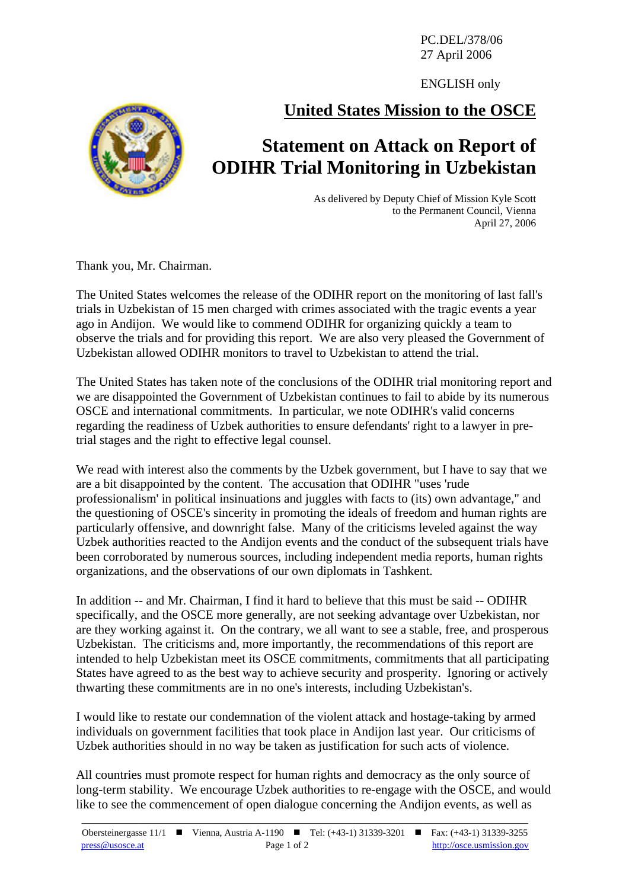PC.DEL/378/06
27 April 2006

ENGLISH only

## United States Mission to the OSCE

# Statement on Attack on Report of ODIHR Trial Monitoring in Uzbekistan

As delivered by Deputy Chief of Mission Kyle Scott
to the Permanent Council, Vienna
April 27, 2006

Thank you, Mr. Chairman.

The United States welcomes the release of the ODIHR report on the monitoring of last fall's trials in Uzbekistan of 15 men charged with crimes associated with the tragic events a year ago in Andijon. We would like to commend ODIHR for organizing quickly a team to observe the trials and for providing this report. We are also very pleased the Government of Uzbekistan allowed ODIHR monitors to travel to Uzbekistan to attend the trial.

The United States has taken note of the conclusions of the ODIHR trial monitoring report and we are disappointed the Government of Uzbekistan continues to fail to abide by its numerous OSCE and international commitments. In particular, we note ODIHR's valid concerns regarding the readiness of Uzbek authorities to ensure defendants' right to a lawyer in pre-trial stages and the right to effective legal counsel.

We read with interest also the comments by the Uzbek government, but I have to say that we are a bit disappointed by the content. The accusation that ODIHR "uses 'rude professionalism' in political insinuations and juggles with facts to (its) own advantage," and the questioning of OSCE's sincerity in promoting the ideals of freedom and human rights are particularly offensive, and downright false. Many of the criticisms leveled against the way Uzbek authorities reacted to the Andijon events and the conduct of the subsequent trials have been corroborated by numerous sources, including independent media reports, human rights organizations, and the observations of our own diplomats in Tashkent.

In addition -- and Mr. Chairman, I find it hard to believe that this must be said -- ODIHR specifically, and the OSCE more generally, are not seeking advantage over Uzbekistan, nor are they working against it. On the contrary, we all want to see a stable, free, and prosperous Uzbekistan. The criticisms and, more importantly, the recommendations of this report are intended to help Uzbekistan meet its OSCE commitments, commitments that all participating States have agreed to as the best way to achieve security and prosperity. Ignoring or actively thwarting these commitments are in no one's interests, including Uzbekistan's.

I would like to restate our condemnation of the violent attack and hostage-taking by armed individuals on government facilities that took place in Andijon last year. Our criticisms of Uzbek authorities should in no way be taken as justification for such acts of violence.

All countries must promote respect for human rights and democracy as the only source of long-term stability. We encourage Uzbek authorities to re-engage with the OSCE, and would like to see the commencement of open dialogue concerning the Andijon events, as well as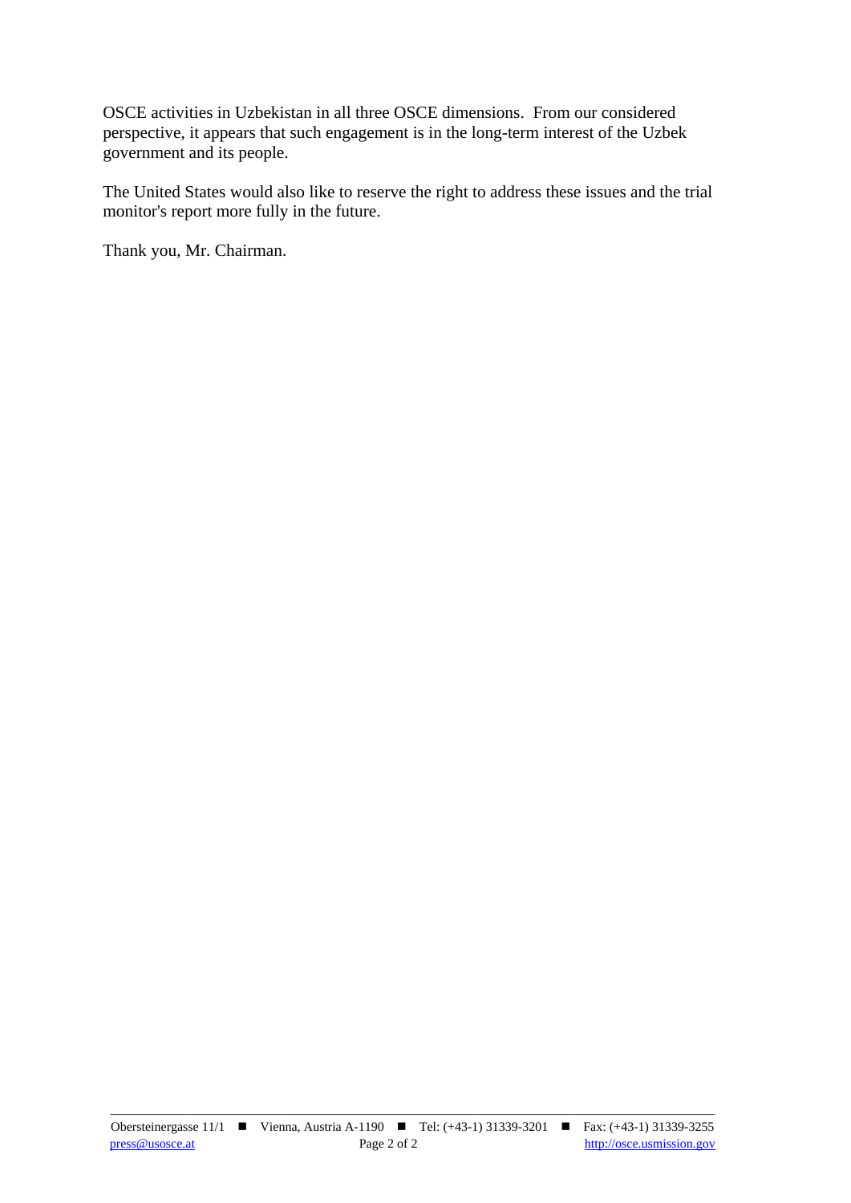OSCE activities in Uzbekistan in all three OSCE dimensions. From our considered perspective, it appears that such engagement is in the long-term interest of the Uzbek government and its people.

The United States would also like to reserve the right to address these issues and the trial monitor's report more fully in the future.

Thank you, Mr. Chairman.